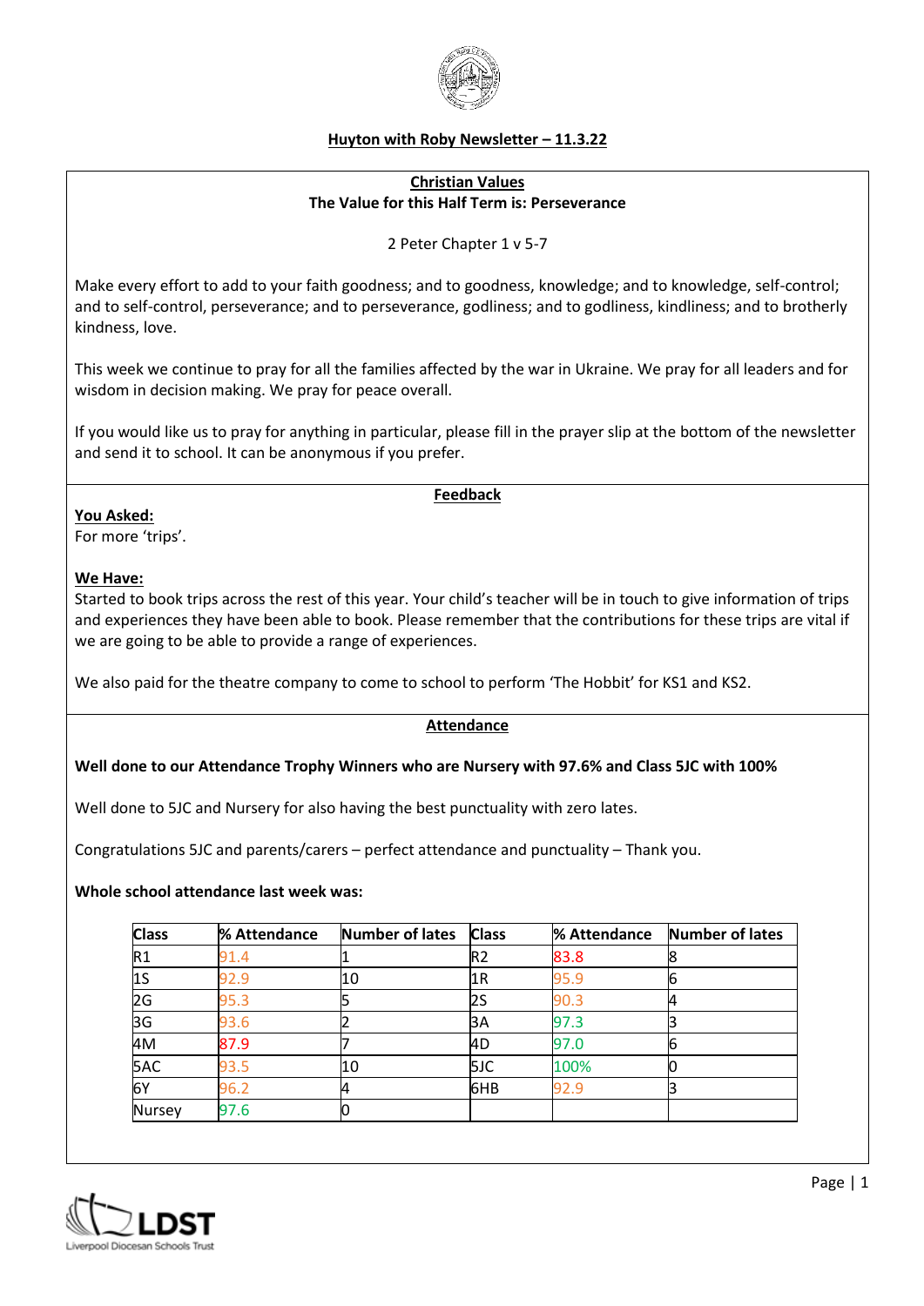# Huyton with Roby Newsletter – 11.3.22

## Christian Values

**The Value for this Half Term is: Perseverance**

2 Peter Chapter 1 v 5-7

Make every effort to add to your faith goodness; and to goodness, knowledge; and to knowledge, self-control; and to self-control, perseverance; and to perseverance, godliness; and to godliness, kindliness; and to brotherly kindness, love.

This week we continue to pray for all the families affected by the war in Ukraine. We pray for all leaders and for wisdom in decision making. We pray for peace overall.

If you would like us to pray for anything in particular, please fill in the prayer slip at the bottom of the newsletter and send it to school. It can be anonymous if you prefer.

## Feedback

**You Asked:**

For more 'trips'.

**We Have:**

Started to book trips across the rest of this year. Your child's teacher will be in touch to give information of trips and experiences they have been able to book. Please remember that the contributions for these trips are vital if we are going to be able to provide a range of experiences.

We also paid for the theatre company to come to school to perform 'The Hobbit' for KS1 and KS2.

## Attendance

**Well done to our Attendance Trophy Winners who are Nursery with 97.6% and Class 5JC with 100%**

Well done to 5JC and Nursery for also having the best punctuality with zero lates.

Congratulations 5JC and parents/carers – perfect attendance and punctuality – Thank you.

**Whole school attendance last week was:**

| Class | % Attendance | Number of lates | Class | % Attendance | Number of lates |
|---|---|---|---|---|---|
| R1 | 91.4 | 1 | R2 | 83.8 | 8 |
| 1S | 92.9 | 10 | 1R | 95.9 | 6 |
| 2G | 95.3 | 5 | 2S | 90.3 | 4 |
| 3G | 93.6 | 2 | 3A | 97.3 | 3 |
| 4M | 87.9 | 7 | 4D | 97.0 | 6 |
| 5AC | 93.5 | 10 | 5JC | 100% | 0 |
| 6Y | 96.2 | 4 | 6HB | 92.9 | 3 |
| Nursey | 97.6 | 0 | | | |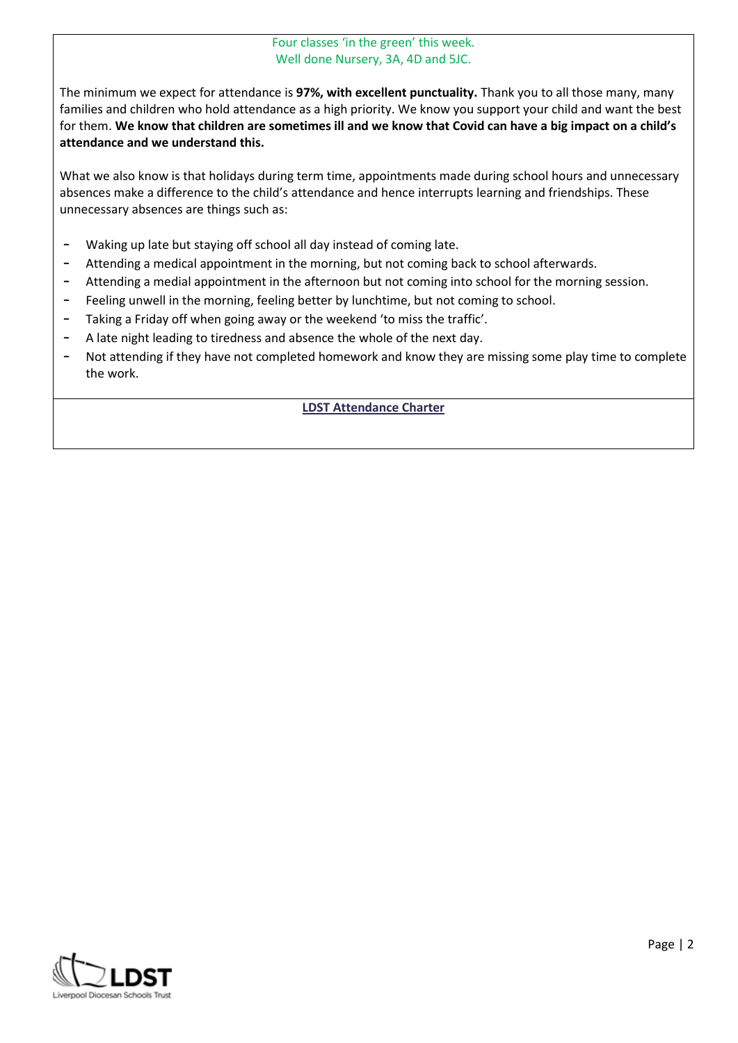Four classes 'in the green' this week.
Well done Nursery, 3A, 4D and 5JC.

The minimum we expect for attendance is **97%, with excellent punctuality.** Thank you to all those many, many families and children who hold attendance as a high priority. We know you support your child and want the best for them. **We know that children are sometimes ill and we know that Covid can have a big impact on a child's attendance and we understand this.**

What we also know is that holidays during term time, appointments made during school hours and unnecessary absences make a difference to the child's attendance and hence interrupts learning and friendships. These unnecessary absences are things such as:

- Waking up late but staying off school all day instead of coming late.
- Attending a medical appointment in the morning, but not coming back to school afterwards.
- Attending a medial appointment in the afternoon but not coming into school for the morning session.
- Feeling unwell in the morning, feeling better by lunchtime, but not coming to school.
- Taking a Friday off when going away or the weekend 'to miss the traffic'.
- A late night leading to tiredness and absence the whole of the next day.
- Not attending if they have not completed homework and know they are missing some play time to complete the work.

**LDST Attendance Charter**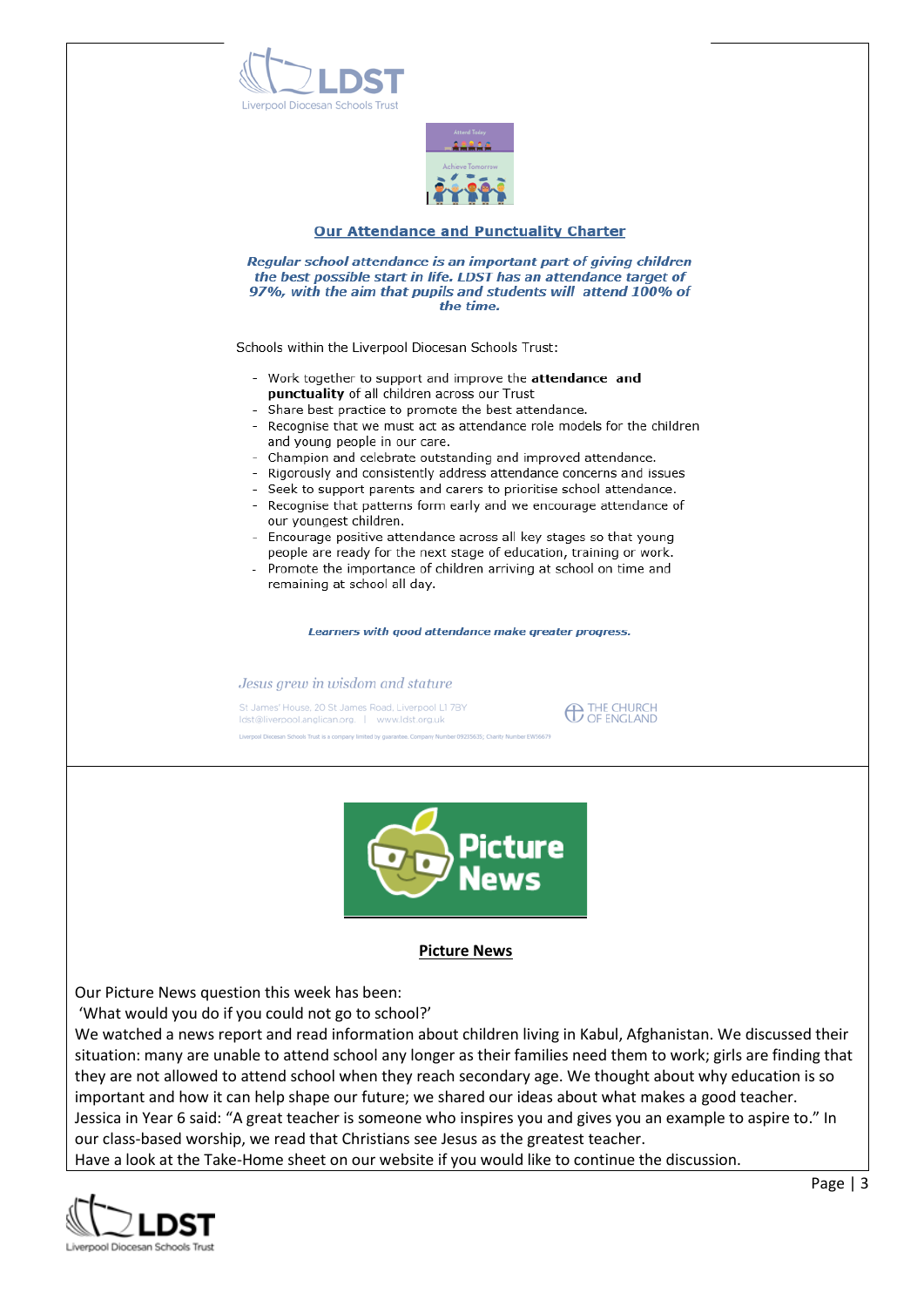LDST
Liverpool Diocesan Schools Trust

Attend Today

Achieve Tomorrow

## Our Attendance and Punctuality Charter

***Regular school attendance is an important part of giving children the best possible start in life. LDST has an attendance target of 97%, with the aim that pupils and students will attend 100% of the time.***

Schools within the Liverpool Diocesan Schools Trust:

- Work together to support and improve the **attendance and punctuality** of all children across our Trust
- Share best practice to promote the best attendance.
- Recognise that we must act as attendance role models for the children and young people in our care.
- Champion and celebrate outstanding and improved attendance.
- Rigorously and consistently address attendance concerns and issues
- Seek to support parents and carers to prioritise school attendance.
- Recognise that patterns form early and we encourage attendance of our youngest children.
- Encourage positive attendance across all key stages so that young people are ready for the next stage of education, training or work.
- Promote the importance of children arriving at school on time and remaining at school all day.

***Learners with good attendance make greater progress.***

*Jesus grew in wisdom and stature*

St James' House, 20 St James Road, Liverpool L1 7BY
ldst@liverpool.anglican.org. | www.ldst.org.uk

THE CHURCH OF ENGLAND

Liverpool Diocesan Schools Trust is a company limited by guarantee. Company Number 09235635; Charity Number EW56679

Picture News

## Picture News

Our Picture News question this week has been:
'What would you do if you could not go to school?'
We watched a news report and read information about children living in Kabul, Afghanistan. We discussed their situation: many are unable to attend school any longer as their families need them to work; girls are finding that they are not allowed to attend school when they reach secondary age. We thought about why education is so important and how it can help shape our future; we shared our ideas about what makes a good teacher.
Jessica in Year 6 said: "A great teacher is someone who inspires you and gives you an example to aspire to." In our class-based worship, we read that Christians see Jesus as the greatest teacher.
Have a look at the Take-Home sheet on our website if you would like to continue the discussion.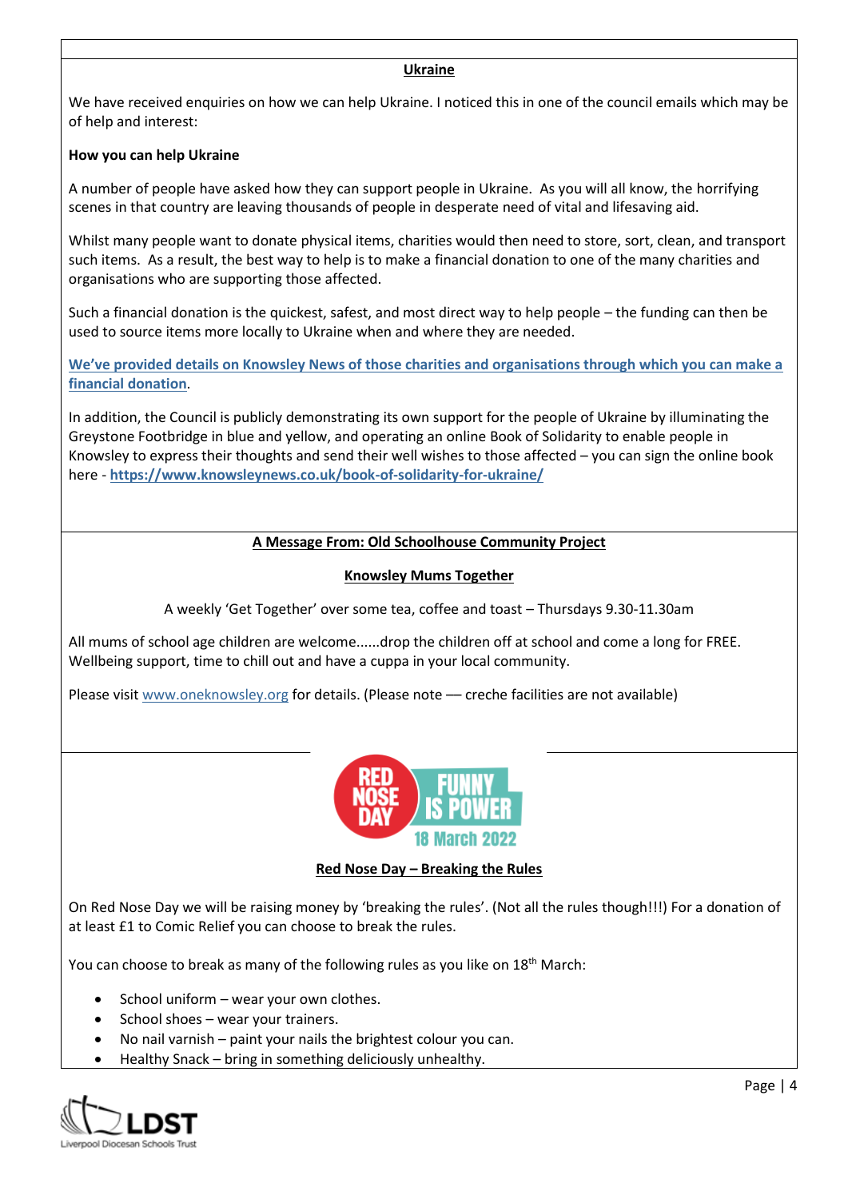## Ukraine

We have received enquiries on how we can help Ukraine. I noticed this in one of the council emails which may be of help and interest:

**How you can help Ukraine**

A number of people have asked how they can support people in Ukraine. As you will all know, the horrifying scenes in that country are leaving thousands of people in desperate need of vital and lifesaving aid.

Whilst many people want to donate physical items, charities would then need to store, sort, clean, and transport such items. As a result, the best way to help is to make a financial donation to one of the many charities and organisations who are supporting those affected.

Such a financial donation is the quickest, safest, and most direct way to help people – the funding can then be used to source items more locally to Ukraine when and where they are needed.

**We've provided details on Knowsley News of those charities and organisations through which you can make a financial donation**.

In addition, the Council is publicly demonstrating its own support for the people of Ukraine by illuminating the Greystone Footbridge in blue and yellow, and operating an online Book of Solidarity to enable people in Knowsley to express their thoughts and send their well wishes to those affected – you can sign the online book here - **https://www.knowsleynews.co.uk/book-of-solidarity-for-ukraine/**

## A Message From: Old Schoolhouse Community Project

### Knowsley Mums Together

A weekly 'Get Together' over some tea, coffee and toast – Thursdays 9.30-11.30am

All mums of school age children are welcome......drop the children off at school and come a long for FREE. Wellbeing support, time to chill out and have a cuppa in your local community.

Please visit www.oneknowsley.org for details. (Please note — creche facilities are not available)

RED NOSE DAY FUNNY IS POWER 18 March 2022

## Red Nose Day – Breaking the Rules

On Red Nose Day we will be raising money by 'breaking the rules'. (Not all the rules though!!!) For a donation of at least £1 to Comic Relief you can choose to break the rules.

You can choose to break as many of the following rules as you like on 18th March:

- School uniform – wear your own clothes.
- School shoes – wear your trainers.
- No nail varnish – paint your nails the brightest colour you can.
- Healthy Snack – bring in something deliciously unhealthy.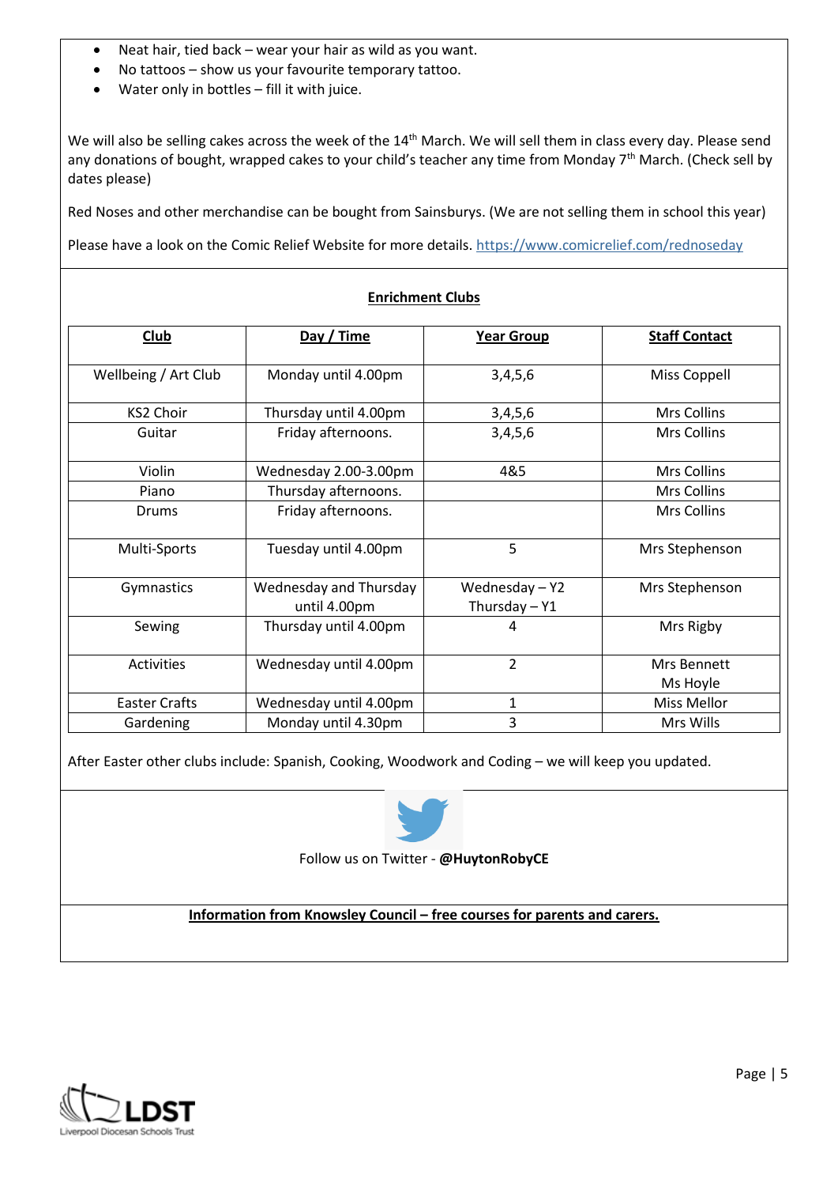- Neat hair, tied back – wear your hair as wild as you want.
- No tattoos – show us your favourite temporary tattoo.
- Water only in bottles – fill it with juice.

We will also be selling cakes across the week of the 14th March. We will sell them in class every day. Please send any donations of bought, wrapped cakes to your child's teacher any time from Monday 7th March. (Check sell by dates please)

Red Noses and other merchandise can be bought from Sainsburys. (We are not selling them in school this year)

Please have a look on the Comic Relief Website for more details. https://www.comicrelief.com/rednoseday

**Enrichment Clubs**

| **Club** | **Day / Time** | **Year Group** | **Staff Contact** |
|---|---|---|---|
| Wellbeing / Art Club | Monday until 4.00pm | 3,4,5,6 | Miss Coppell |
| KS2 Choir | Thursday until 4.00pm | 3,4,5,6 | Mrs Collins |
| Guitar | Friday afternoons. | 3,4,5,6 | Mrs Collins |
| Violin | Wednesday 2.00-3.00pm | 4&5 | Mrs Collins |
| Piano | Thursday afternoons. | | Mrs Collins |
| Drums | Friday afternoons. | | Mrs Collins |
| Multi-Sports | Tuesday until 4.00pm | 5 | Mrs Stephenson |
| Gymnastics | Wednesday and Thursday until 4.00pm | Wednesday – Y2 Thursday – Y1 | Mrs Stephenson |
| Sewing | Thursday until 4.00pm | 4 | Mrs Rigby |
| Activities | Wednesday until 4.00pm | 2 | Mrs Bennett Ms Hoyle |
| Easter Crafts | Wednesday until 4.00pm | 1 | Miss Mellor |
| Gardening | Monday until 4.30pm | 3 | Mrs Wills |

After Easter other clubs include: Spanish, Cooking, Woodwork and Coding – we will keep you updated.

Follow us on Twitter - **@HuytonRobyCE**

**Information from Knowsley Council – free courses for parents and carers.**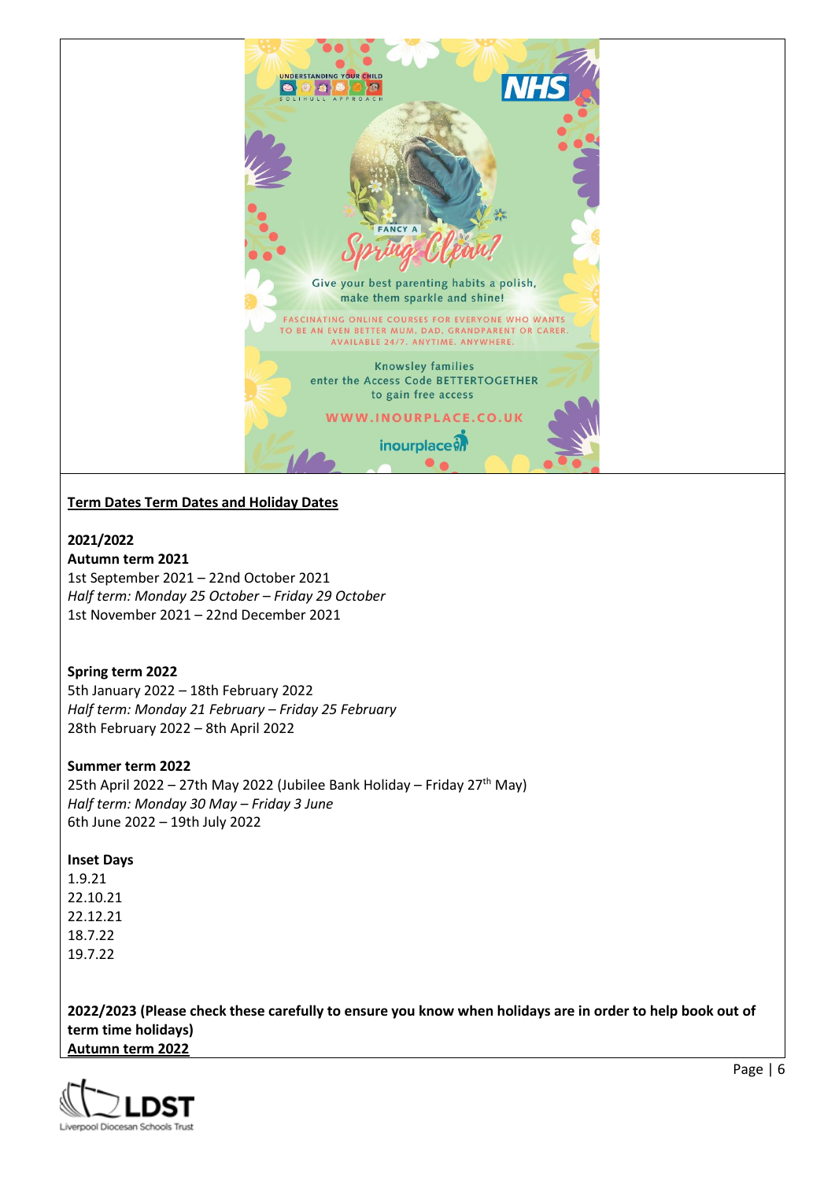UNDERSTANDING YOUR CHILD
SOLIHULL APPROACH

NHS

FANCY A

Spring Clean?

Give your best parenting habits a polish, make them sparkle and shine!

FASCINATING ONLINE COURSES FOR EVERYONE WHO WANTS TO BE AN EVEN BETTER MUM, DAD, GRANDPARENT OR CARER. AVAILABLE 24/7. ANYTIME. ANYWHERE.

Knowsley families enter the Access Code BETTERTOGETHER to gain free access

WWW.INOURPLACE.CO.UK

inourplace

**<u>Term Dates Term Dates and Holiday Dates</u>**

**2021/2022**

**Autumn term 2021**
1st September 2021 – 22nd October 2021
*Half term: Monday 25 October – Friday 29 October*
1st November 2021 – 22nd December 2021

**Spring term 2022**
5th January 2022 – 18th February 2022
*Half term: Monday 21 February – Friday 25 February*
28th February 2022 – 8th April 2022

**Summer term 2022**
25th April 2022 – 27th May 2022 (Jubilee Bank Holiday – Friday 27th May)
*Half term: Monday 30 May – Friday 3 June*
6th June 2022 – 19th July 2022

**Inset Days**
1.9.21
22.10.21
22.12.21
18.7.22
19.7.22

**2022/2023 (Please check these carefully to ensure you know when holidays are in order to help book out of term time holidays)**
**<u>Autumn term 2022</u>**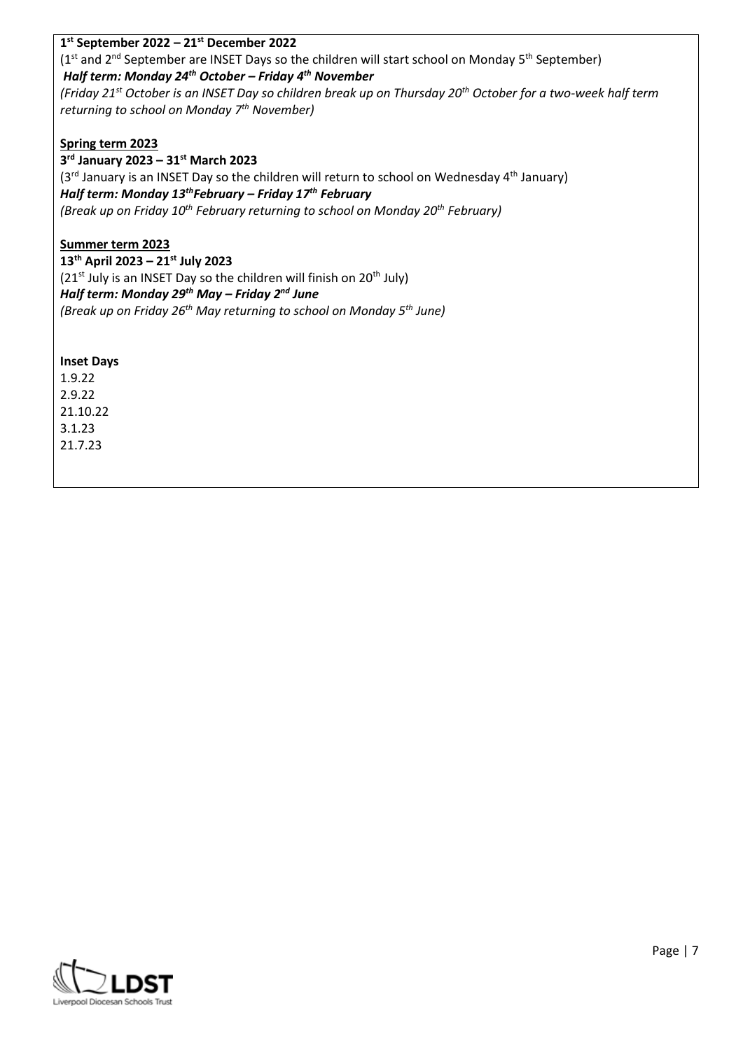**1st September 2022 – 21st December 2022**

(1st and 2nd September are INSET Days so the children will start school on Monday 5th September)

***Half term: Monday 24th October – Friday 4th November***

*(Friday 21st October is an INSET Day so children break up on Thursday 20th October for a two-week half term returning to school on Monday 7th November)*

**Spring term 2023**

**3rd January 2023 – 31st March 2023**

(3rd January is an INSET Day so the children will return to school on Wednesday 4th January)

***Half term: Monday 13th February – Friday 17th February***

*(Break up on Friday 10th February returning to school on Monday 20th February)*

**Summer term 2023**

**13th April 2023 – 21st July 2023**

(21st July is an INSET Day so the children will finish on 20th July)

***Half term: Monday 29th May – Friday 2nd June***

*(Break up on Friday 26th May returning to school on Monday 5th June)*

**Inset Days**

1.9.22
2.9.22
21.10.22
3.1.23
21.7.23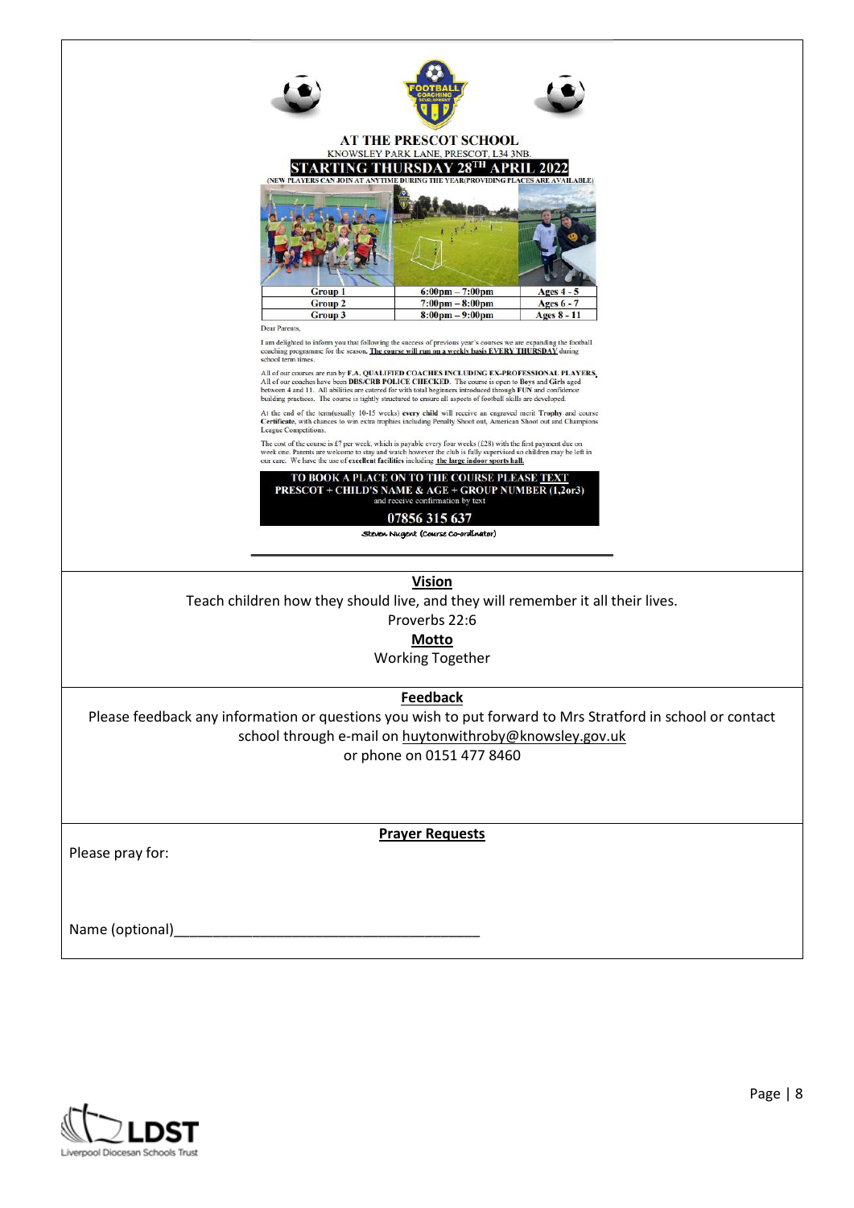AT THE PRESCOT SCHOOL

KNOWSLEY PARK LANE, PRESCOT, L34 3NB.

**STARTING THURSDAY 28TH APRIL 2022**

(NEW PLAYERS CAN JOIN AT ANYTIME DURING THE YEAR(PROVIDING PLACES ARE AVAILABLE)

| | | |
|---|---|---|
| Group 1 | 6:00pm – 7:00pm | Ages 4 - 5 |
| Group 2 | 7:00pm – 8:00pm | Ages 6 - 7 |
| Group 3 | 8:00pm – 9:00pm | Ages 8 - 11 |

Dear Parents,

I am delighted to inform you that following the success of previous year's courses we are expanding the football coaching programme for the season. **The course will run on a weekly basis EVERY THURSDAY** during school term times.

All of our courses are run by **F.A. QUALIFIED COACHES INCLUDING EX-PROFESSIONAL PLAYERS.** All of our coaches have been **DBS/CRB POLICE CHECKED**. The course is open to Boys and Girls aged between 4 and 11. All abilities are catered for with total beginners introduced through **FUN** and confidence building practices. The course is tightly structured to ensure all aspects of football skills are developed.

At the end of the term(usually 10-15 weeks) **every child** will receive an engraved merit **Trophy** and course **Certificate**, with chances to win extra trophies including Penalty Shoot out, American Shoot out and Champions League Competitions.

The cost of the course is £7 per week, which is payable every four weeks (£28) with the first payment due on week one. Parents are welcome to stay and watch however the club is fully supervised so children may be left in our care. We have the use of **excellent facilities** including **the large indoor sports hall.**

**TO BOOK A PLACE ON TO THE COURSE PLEASE TEXT**
**PRESCOT + CHILD'S NAME & AGE + GROUP NUMBER (1,2or3)**
and receive confirmation by text

**07856 315 637**

Steven Nugent (Course Co-ordinator)

**Vision**

Teach children how they should live, and they will remember it all their lives.

Proverbs 22:6

**Motto**

Working Together

**Feedback**

Please feedback any information or questions you wish to put forward to Mrs Stratford in school or contact school through e-mail on huytonwithroby@knowsley.gov.uk or phone on 0151 477 8460

**Prayer Requests**

Please pray for:

Name (optional)________________________________________

LDST
Liverpool Diocesan Schools Trust